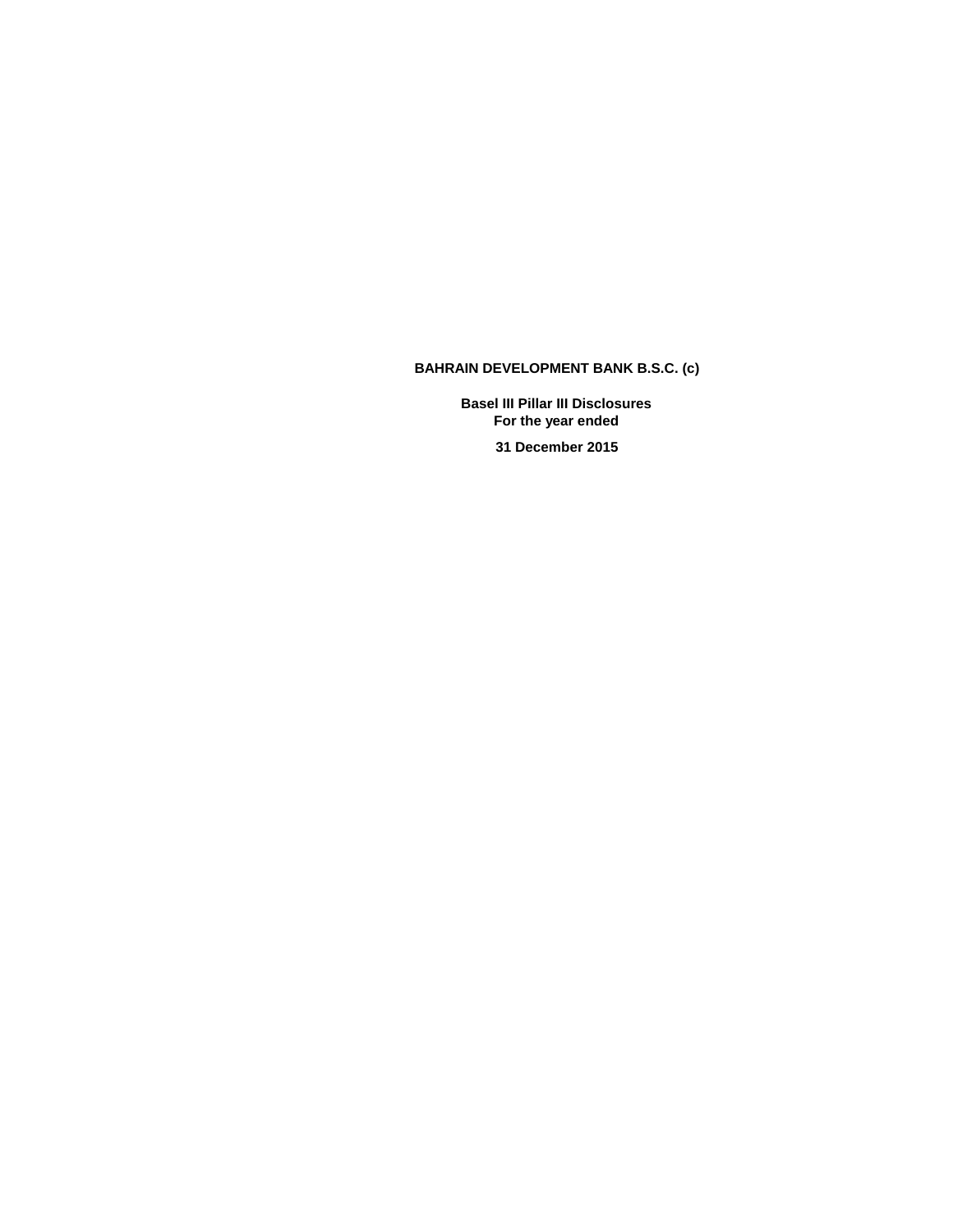# BAHRAIN DEVELOPMENT BANK B.S.C. (c)

**Basel III Pillar III Disclosures**
**For the year ended**

**31 December 2015**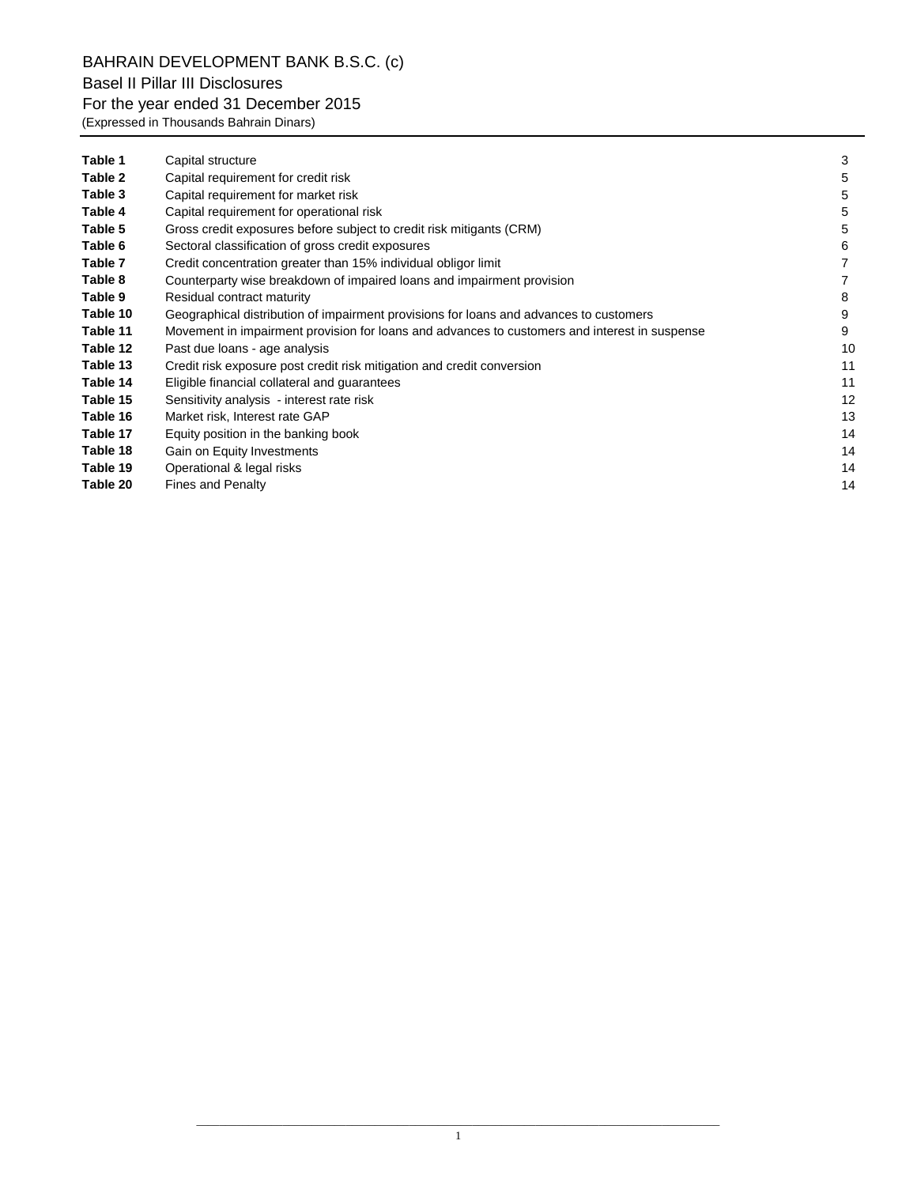BAHRAIN DEVELOPMENT BANK B.S.C. (c)

Basel II Pillar III Disclosures

For the year ended 31 December 2015

(Expressed in Thousands Bahrain Dinars)

| | | |
|---|---|---|
| **Table 1** | Capital structure | 3 |
| **Table 2** | Capital requirement for credit risk | 5 |
| **Table 3** | Capital requirement for market risk | 5 |
| **Table 4** | Capital requirement for operational risk | 5 |
| **Table 5** | Gross credit exposures before subject to credit risk mitigants (CRM) | 5 |
| **Table 6** | Sectoral classification of gross credit exposures | 6 |
| **Table 7** | Credit concentration greater than 15% individual obligor limit | 7 |
| **Table 8** | Counterparty wise breakdown of impaired loans and impairment provision | 7 |
| **Table 9** | Residual contract maturity | 8 |
| **Table 10** | Geographical distribution of impairment provisions for loans and advances to customers | 9 |
| **Table 11** | Movement in impairment provision for loans and advances to customers and interest in suspense | 9 |
| **Table 12** | Past due loans - age analysis | 10 |
| **Table 13** | Credit risk exposure post credit risk mitigation and credit conversion | 11 |
| **Table 14** | Eligible financial collateral and guarantees | 11 |
| **Table 15** | Sensitivity analysis - interest rate risk | 12 |
| **Table 16** | Market risk, Interest rate GAP | 13 |
| **Table 17** | Equity position in the banking book | 14 |
| **Table 18** | Gain on Equity Investments | 14 |
| **Table 19** | Operational & legal risks | 14 |
| **Table 20** | Fines and Penalty | 14 |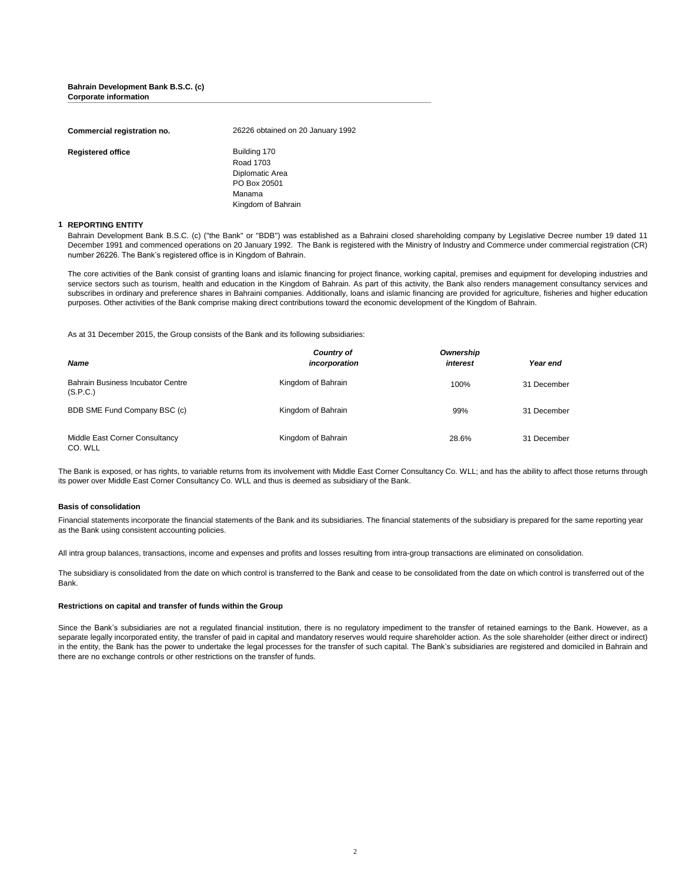**Bahrain Development Bank B.S.C. (c)**
**Corporate information**

| | |
|---|---|
| **Commercial registration no.** | 26226 obtained on 20 January 1992 |
| **Registered office** | Building 170<br>Road 1703<br>Diplomatic Area<br>PO Box 20501<br>Manama<br>Kingdom of Bahrain |

## 1 REPORTING ENTITY

Bahrain Development Bank B.S.C. (c) ("the Bank" or "BDB") was established as a Bahraini closed shareholding company by Legislative Decree number 19 dated 11 December 1991 and commenced operations on 20 January 1992. The Bank is registered with the Ministry of Industry and Commerce under commercial registration (CR) number 26226. The Bank's registered office is in Kingdom of Bahrain.

The core activities of the Bank consist of granting loans and islamic financing for project finance, working capital, premises and equipment for developing industries and service sectors such as tourism, health and education in the Kingdom of Bahrain. As part of this activity, the Bank also renders management consultancy services and subscribes in ordinary and preference shares in Bahraini companies. Additionally, loans and islamic financing are provided for agriculture, fisheries and higher education purposes. Other activities of the Bank comprise making direct contributions toward the economic development of the Kingdom of Bahrain.

As at 31 December 2015, the Group consists of the Bank and its following subsidiaries:

| *Name* | *Country of incorporation* | *Ownership interest* | *Year end* |
|---|---|---|---|
| Bahrain Business Incubator Centre (S.P.C.) | Kingdom of Bahrain | 100% | 31 December |
| BDB SME Fund Company BSC (c) | Kingdom of Bahrain | 99% | 31 December |
| Middle East Corner Consultancy CO. WLL | Kingdom of Bahrain | 28.6% | 31 December |

The Bank is exposed, or has rights, to variable returns from its involvement with Middle East Corner Consultancy Co. WLL; and has the ability to affect those returns through its power over Middle East Corner Consultancy Co. WLL and thus is deemed as subsidiary of the Bank.

**Basis of consolidation**

Financial statements incorporate the financial statements of the Bank and its subsidiaries. The financial statements of the subsidiary is prepared for the same reporting year as the Bank using consistent accounting policies.

All intra group balances, transactions, income and expenses and profits and losses resulting from intra-group transactions are eliminated on consolidation.

The subsidiary is consolidated from the date on which control is transferred to the Bank and cease to be consolidated from the date on which control is transferred out of the Bank.

**Restrictions on capital and transfer of funds within the Group**

Since the Bank's subsidiaries are not a regulated financial institution, there is no regulatory impediment to the transfer of retained earnings to the Bank. However, as a separate legally incorporated entity, the transfer of paid in capital and mandatory reserves would require shareholder action. As the sole shareholder (either direct or indirect) in the entity, the Bank has the power to undertake the legal processes for the transfer of such capital. The Bank's subsidiaries are registered and domiciled in Bahrain and there are no exchange controls or other restrictions on the transfer of funds.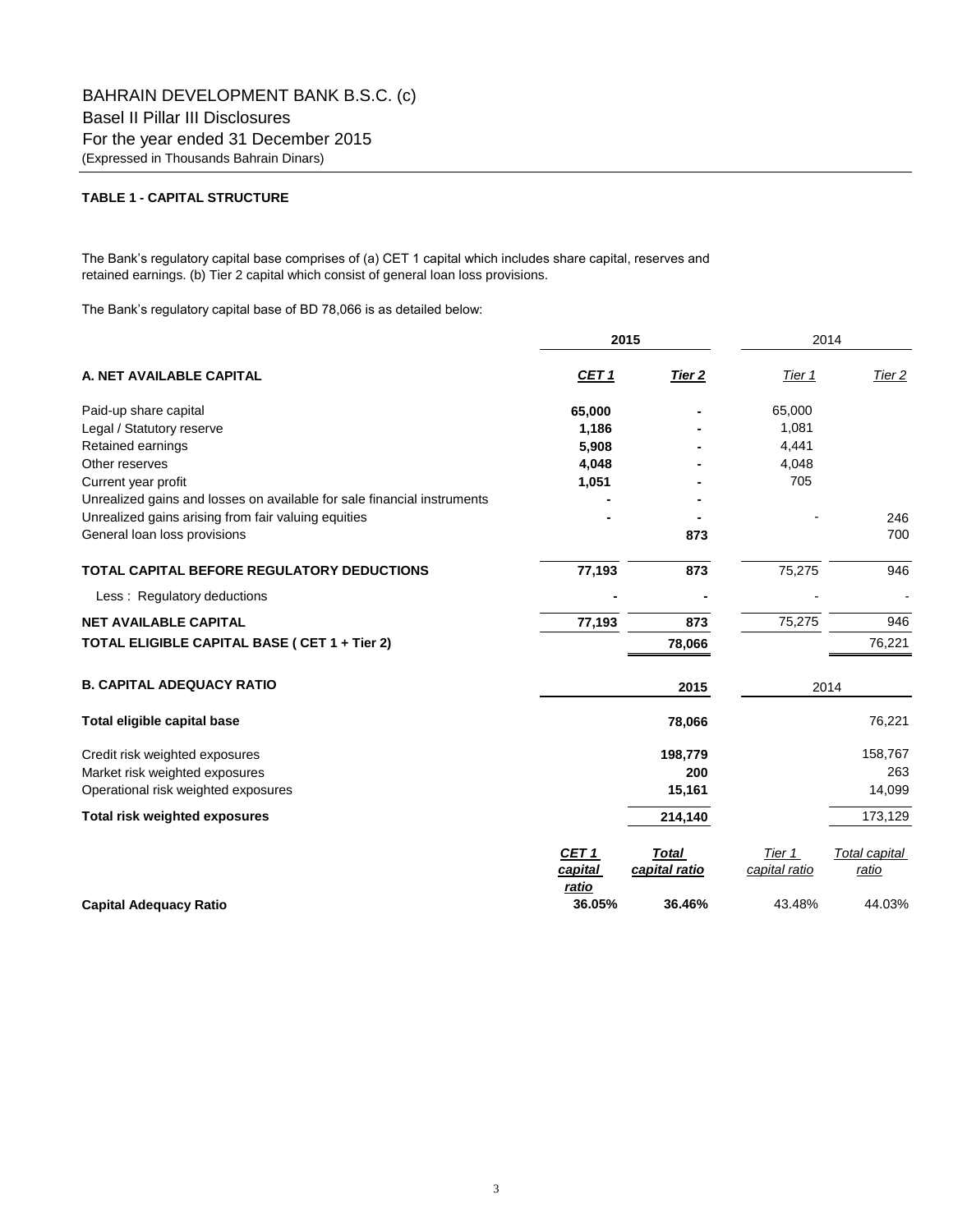BAHRAIN DEVELOPMENT BANK B.S.C. (c)
Basel II Pillar III Disclosures
For the year ended 31 December 2015
(Expressed in Thousands Bahrain Dinars)

**TABLE 1 - CAPITAL STRUCTURE**

The Bank's regulatory capital base comprises of (a) CET 1 capital which includes share capital, reserves and retained earnings. (b) Tier 2 capital which consist of general loan loss provisions.

The Bank's regulatory capital base of BD 78,066 is as detailed below:

| | 2015 | | 2014 | |
|---|---|---|---|---|
| **A. NET AVAILABLE CAPITAL** | ***CET 1*** | ***Tier 2*** | *Tier 1* | *Tier 2* |
| Paid-up share capital | **65,000** | **-** | 65,000 | |
| Legal / Statutory reserve | **1,186** | **-** | 1,081 | |
| Retained earnings | **5,908** | **-** | 4,441 | |
| Other reserves | **4,048** | **-** | 4,048 | |
| Current year profit | **1,051** | **-** | 705 | |
| Unrealized gains and losses on available for sale financial instruments | **-** | **-** | | |
| Unrealized gains arising from fair valuing equities | **-** | **-** | - | 246 |
| General loan loss provisions | | **873** | | 700 |
| **TOTAL CAPITAL BEFORE REGULATORY DEDUCTIONS** | **77,193** | **873** | 75,275 | 946 |
| Less : Regulatory deductions | **-** | **-** | - | - |
| **NET AVAILABLE CAPITAL** | **77,193** | **873** | 75,275 | 946 |
| **TOTAL ELIGIBLE CAPITAL BASE ( CET 1 + Tier 2)** | | **78,066** | | 76,221 |

| **B. CAPITAL ADEQUACY RATIO** | | **2015** | | 2014 |
|---|---|---|---|---|
| **Total eligible capital base** | | **78,066** | | 76,221 |
| Credit risk weighted exposures | | **198,779** | | 158,767 |
| Market risk weighted exposures | | **200** | | 263 |
| Operational risk weighted exposures | | **15,161** | | 14,099 |
| **Total risk weighted exposures** | | **214,140** | | 173,129 |
| | ***CET 1 capital ratio*** | ***Total capital ratio*** | *Tier 1 capital ratio* | *Total capital ratio* |
| **Capital Adequacy Ratio** | **36.05%** | **36.46%** | 43.48% | 44.03% |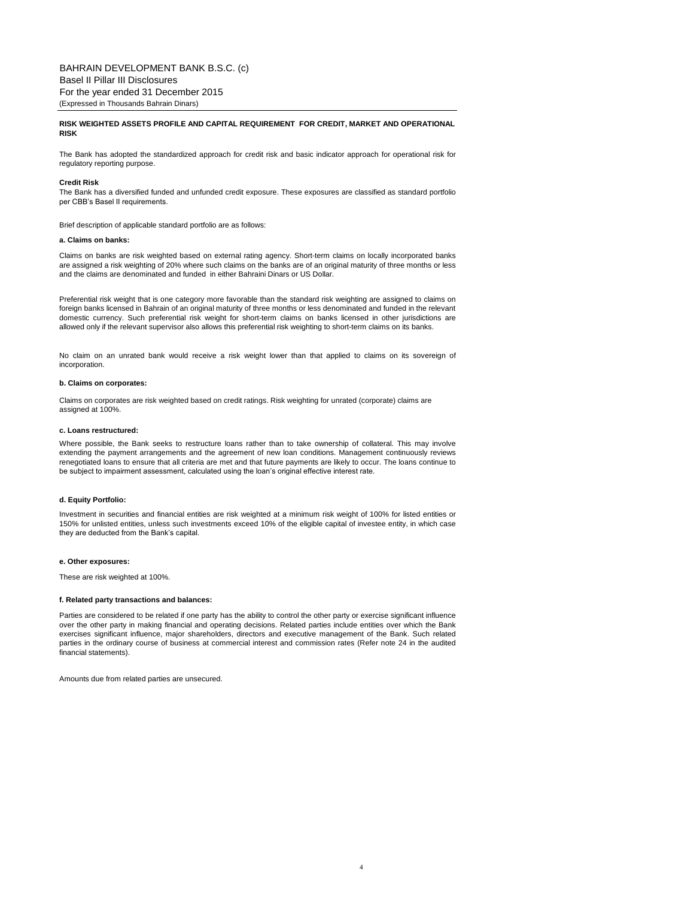BAHRAIN DEVELOPMENT BANK B.S.C. (c)
Basel II Pillar III Disclosures
For the year ended 31 December 2015
(Expressed in Thousands Bahrain Dinars)

## RISK WEIGHTED ASSETS PROFILE AND CAPITAL REQUIREMENT FOR CREDIT, MARKET AND OPERATIONAL RISK

The Bank has adopted the standardized approach for credit risk and basic indicator approach for operational risk for regulatory reporting purpose.

### Credit Risk

The Bank has a diversified funded and unfunded credit exposure. These exposures are classified as standard portfolio per CBB's Basel II requirements.

Brief description of applicable standard portfolio are as follows:

**a. Claims on banks:**

Claims on banks are risk weighted based on external rating agency. Short-term claims on locally incorporated banks are assigned a risk weighting of 20% where such claims on the banks are of an original maturity of three months or less and the claims are denominated and funded in either Bahraini Dinars or US Dollar.

Preferential risk weight that is one category more favorable than the standard risk weighting are assigned to claims on foreign banks licensed in Bahrain of an original maturity of three months or less denominated and funded in the relevant domestic currency. Such preferential risk weight for short-term claims on banks licensed in other jurisdictions are allowed only if the relevant supervisor also allows this preferential risk weighting to short-term claims on its banks.

No claim on an unrated bank would receive a risk weight lower than that applied to claims on its sovereign of incorporation.

**b. Claims on corporates:**

Claims on corporates are risk weighted based on credit ratings. Risk weighting for unrated (corporate) claims are assigned at 100%.

**c. Loans restructured:**

Where possible, the Bank seeks to restructure loans rather than to take ownership of collateral. This may involve extending the payment arrangements and the agreement of new loan conditions. Management continuously reviews renegotiated loans to ensure that all criteria are met and that future payments are likely to occur. The loans continue to be subject to impairment assessment, calculated using the loan's original effective interest rate.

**d. Equity Portfolio:**

Investment in securities and financial entities are risk weighted at a minimum risk weight of 100% for listed entities or 150% for unlisted entities, unless such investments exceed 10% of the eligible capital of investee entity, in which case they are deducted from the Bank's capital.

**e. Other exposures:**

These are risk weighted at 100%.

**f. Related party transactions and balances:**

Parties are considered to be related if one party has the ability to control the other party or exercise significant influence over the other party in making financial and operating decisions. Related parties include entities over which the Bank exercises significant influence, major shareholders, directors and executive management of the Bank. Such related parties in the ordinary course of business at commercial interest and commission rates (Refer note 24 in the audited financial statements).

Amounts due from related parties are unsecured.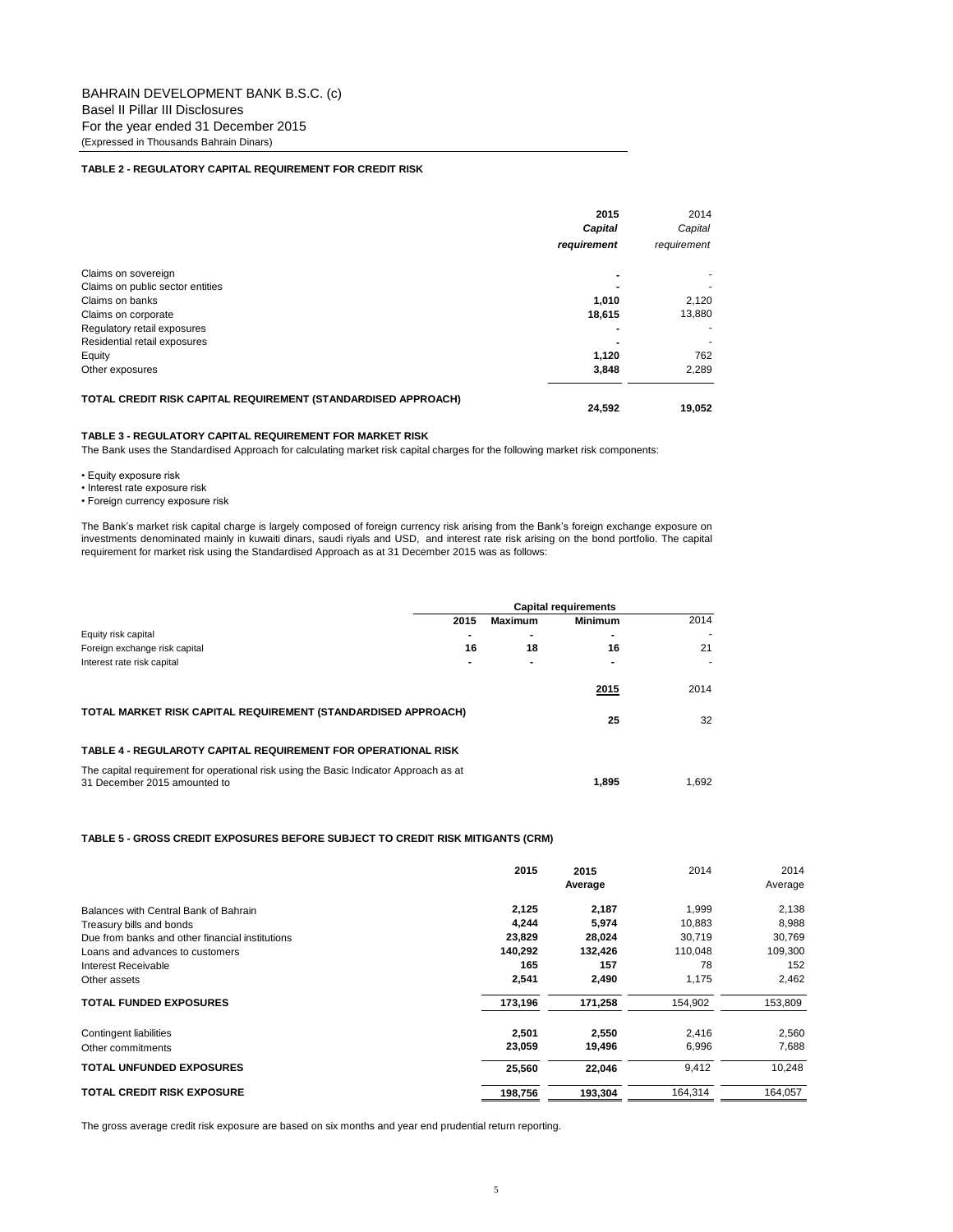BAHRAIN DEVELOPMENT BANK B.S.C. (c)
Basel II Pillar III Disclosures
For the year ended 31 December 2015
(Expressed in Thousands Bahrain Dinars)

**TABLE 2 - REGULATORY CAPITAL REQUIREMENT FOR CREDIT RISK**

| | **2015** *Capital requirement* | 2014 *Capital requirement* |
|---|---|---|
| Claims on sovereign | - | - |
| Claims on public sector entities | - | - |
| Claims on banks | **1,010** | 2,120 |
| Claims on corporate | **18,615** | 13,880 |
| Regulatory retail exposures | - | - |
| Residential retail exposures | - | - |
| Equity | **1,120** | 762 |
| Other exposures | **3,848** | 2,289 |
| **TOTAL CREDIT RISK CAPITAL REQUIREMENT (STANDARDISED APPROACH)** | **24,592** | **19,052** |

**TABLE 3 - REGULATORY CAPITAL REQUIREMENT FOR MARKET RISK**

The Bank uses the Standardised Approach for calculating market risk capital charges for the following market risk components:

- Equity exposure risk
- Interest rate exposure risk
- Foreign currency exposure risk

The Bank's market risk capital charge is largely composed of foreign currency risk arising from the Bank's foreign exchange exposure on investments denominated mainly in kuwaiti dinars, saudi riyals and USD, and interest rate risk arising on the bond portfolio. The capital requirement for market risk using the Standardised Approach as at 31 December 2015 was as follows:

| | Capital requirements | | | |
|---|---|---|---|---|
| | **2015** | **Maximum** | **Minimum** | 2014 |
| Equity risk capital | - | - | - | - |
| Foreign exchange risk capital | **16** | **18** | **16** | 21 |
| Interest rate risk capital | - | - | - | - |

| | **2015** | 2014 |
|---|---|---|
| **TOTAL MARKET RISK CAPITAL REQUIREMENT (STANDARDISED APPROACH)** | **25** | 32 |

**TABLE 4 - REGULAROTY CAPITAL REQUIREMENT FOR OPERATIONAL RISK**

| | **2015** | 2014 |
|---|---|---|
| The capital requirement for operational risk using the Basic Indicator Approach as at 31 December 2015 amounted to | **1,895** | 1,692 |

**TABLE 5 - GROSS CREDIT EXPOSURES BEFORE SUBJECT TO CREDIT RISK MITIGANTS (CRM)**

| | **2015** | **2015 Average** | 2014 | 2014 Average |
|---|---|---|---|---|
| Balances with Central Bank of Bahrain | **2,125** | **2,187** | 1,999 | 2,138 |
| Treasury bills and bonds | **4,244** | **5,974** | 10,883 | 8,988 |
| Due from banks and other financial institutions | **23,829** | **28,024** | 30,719 | 30,769 |
| Loans and advances to customers | **140,292** | **132,426** | 110,048 | 109,300 |
| Interest Receivable | **165** | **157** | 78 | 152 |
| Other assets | **2,541** | **2,490** | 1,175 | 2,462 |
| **TOTAL FUNDED EXPOSURES** | **173,196** | **171,258** | 154,902 | 153,809 |
| Contingent liabilities | **2,501** | **2,550** | 2,416 | 2,560 |
| Other commitments | **23,059** | **19,496** | 6,996 | 7,688 |
| **TOTAL UNFUNDED EXPOSURES** | **25,560** | **22,046** | 9,412 | 10,248 |
| **TOTAL CREDIT RISK EXPOSURE** | **198,756** | **193,304** | 164,314 | 164,057 |

The gross average credit risk exposure are based on six months and year end prudential return reporting.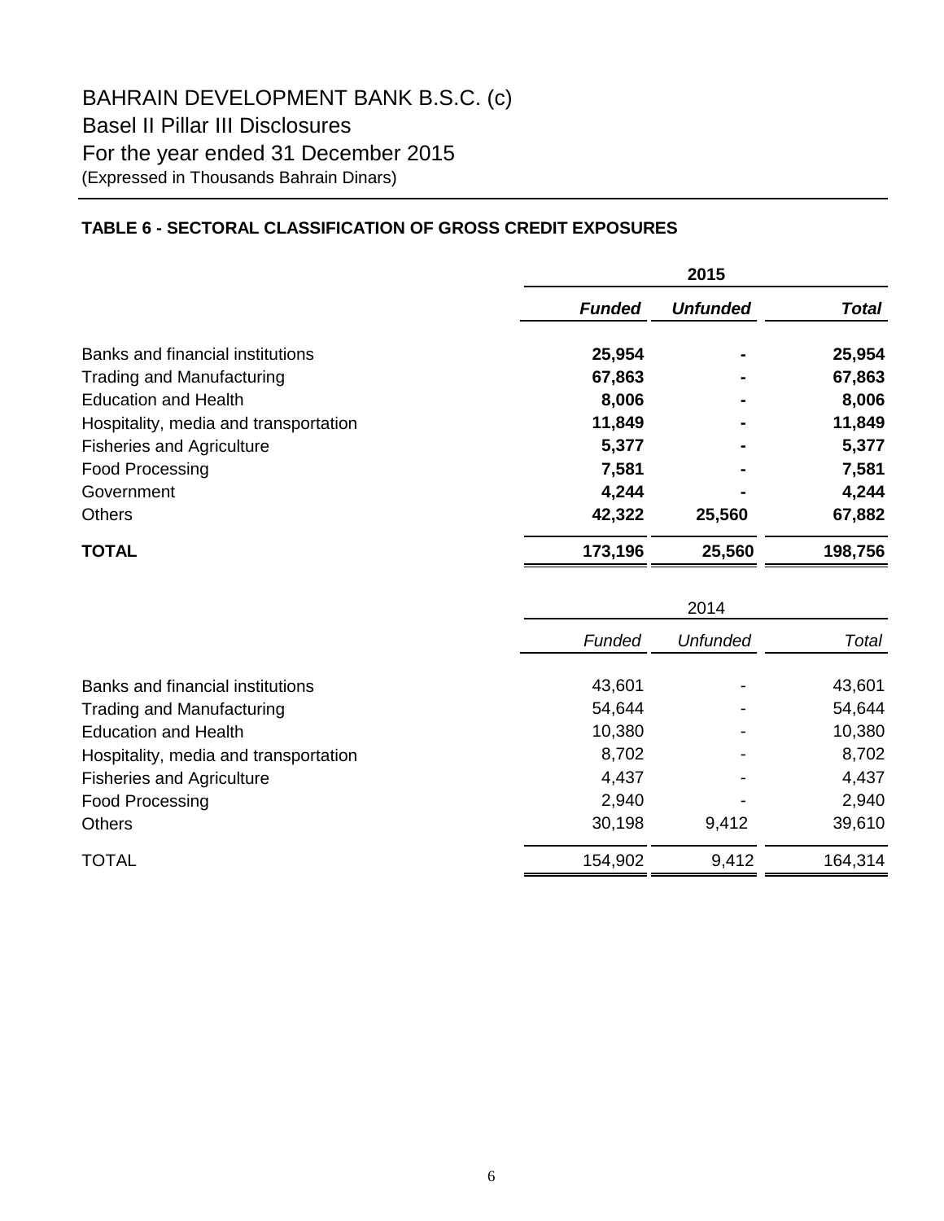# BAHRAIN DEVELOPMENT BANK B.S.C. (c)

## Basel II Pillar III Disclosures

## For the year ended 31 December 2015

(Expressed in Thousands Bahrain Dinars)

### TABLE 6 - SECTORAL CLASSIFICATION OF GROSS CREDIT EXPOSURES

| | **2015** | | |
|---|---|---|---|
| | ***Funded*** | ***Unfunded*** | ***Total*** |
| Banks and financial institutions | **25,954** | **-** | **25,954** |
| Trading and Manufacturing | **67,863** | **-** | **67,863** |
| Education and Health | **8,006** | **-** | **8,006** |
| Hospitality, media and transportation | **11,849** | **-** | **11,849** |
| Fisheries and Agriculture | **5,377** | **-** | **5,377** |
| Food Processing | **7,581** | **-** | **7,581** |
| Government | **4,244** | **-** | **4,244** |
| Others | **42,322** | **25,560** | **67,882** |
| **TOTAL** | **173,196** | **25,560** | **198,756** |

| | 2014 | | |
|---|---|---|---|
| | *Funded* | *Unfunded* | *Total* |
| Banks and financial institutions | 43,601 | - | 43,601 |
| Trading and Manufacturing | 54,644 | - | 54,644 |
| Education and Health | 10,380 | - | 10,380 |
| Hospitality, media and transportation | 8,702 | - | 8,702 |
| Fisheries and Agriculture | 4,437 | - | 4,437 |
| Food Processing | 2,940 | - | 2,940 |
| Others | 30,198 | 9,412 | 39,610 |
| TOTAL | 154,902 | 9,412 | 164,314 |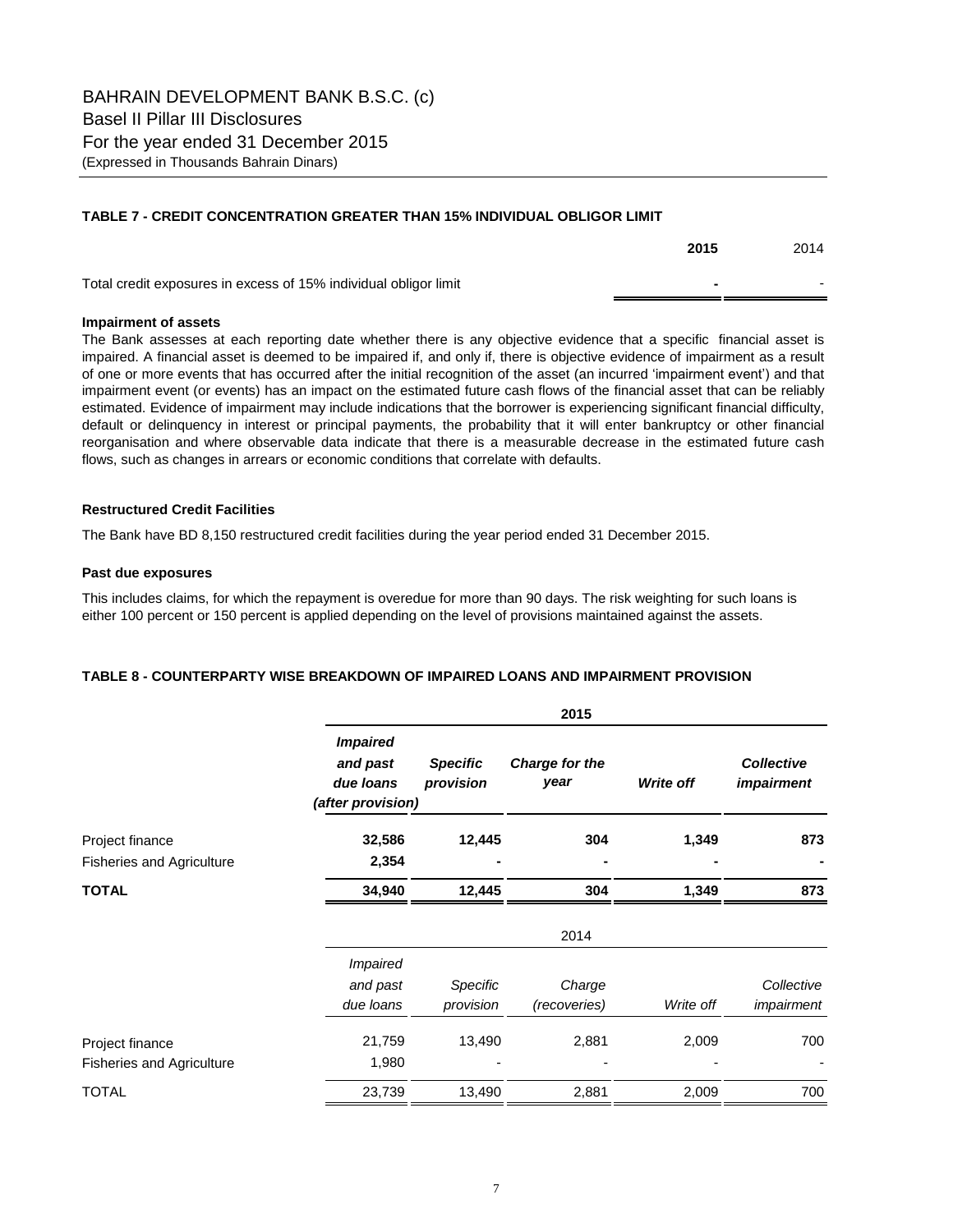## TABLE 7 - CREDIT CONCENTRATION GREATER THAN 15% INDIVIDUAL OBLIGOR LIMIT

| | **2015** | 2014 |
|---|---|---|
| Total credit exposures in excess of 15% individual obligor limit | **-** | - |

**Impairment of assets**

The Bank assesses at each reporting date whether there is any objective evidence that a specific financial asset is impaired. A financial asset is deemed to be impaired if, and only if, there is objective evidence of impairment as a result of one or more events that has occurred after the initial recognition of the asset (an incurred 'impairment event') and that impairment event (or events) has an impact on the estimated future cash flows of the financial asset that can be reliably estimated. Evidence of impairment may include indications that the borrower is experiencing significant financial difficulty, default or delinquency in interest or principal payments, the probability that it will enter bankruptcy or other financial reorganisation and where observable data indicate that there is a measurable decrease in the estimated future cash flows, such as changes in arrears or economic conditions that correlate with defaults.

**Restructured Credit Facilities**

The Bank have BD 8,150 restructured credit facilities during the year period ended 31 December 2015.

**Past due exposures**

This includes claims, for which the repayment is overedue for more than 90 days. The risk weighting for such loans is either 100 percent or 150 percent is applied depending on the level of provisions maintained against the assets.

## TABLE 8 - COUNTERPARTY WISE BREAKDOWN OF IMPAIRED LOANS AND IMPAIRMENT PROVISION

| | **2015** | | | | |
|---|---|---|---|---|---|
| | ***Impaired and past due loans (after provision)*** | ***Specific provision*** | ***Charge for the year*** | ***Write off*** | ***Collective impairment*** |
| Project finance | **32,586** | **12,445** | **304** | **1,349** | **873** |
| Fisheries and Agriculture | **2,354** | **-** | **-** | **-** | **-** |
| **TOTAL** | **34,940** | **12,445** | **304** | **1,349** | **873** |

| | 2014 | | | | |
|---|---|---|---|---|---|
| | *Impaired and past due loans* | *Specific provision* | *Charge (recoveries)* | *Write off* | *Collective impairment* |
| Project finance | 21,759 | 13,490 | 2,881 | 2,009 | 700 |
| Fisheries and Agriculture | 1,980 | - | - | - | - |
| TOTAL | 23,739 | 13,490 | 2,881 | 2,009 | 700 |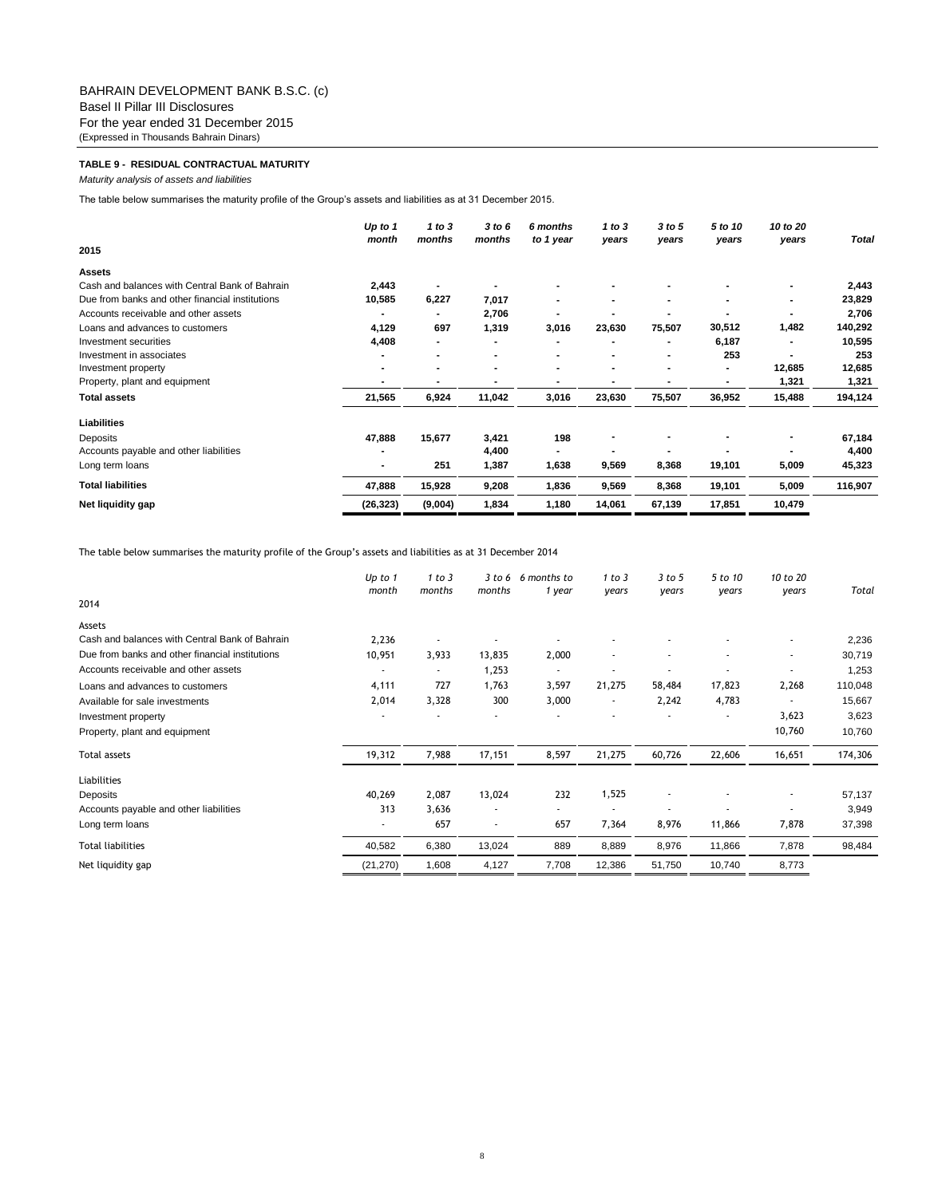BAHRAIN DEVELOPMENT BANK B.S.C. (c)
Basel II Pillar III Disclosures
For the year ended 31 December 2015
(Expressed in Thousands Bahrain Dinars)

**TABLE 9 - RESIDUAL CONTRACTUAL MATURITY**

*Maturity analysis of assets and liabilities*

The table below summarises the maturity profile of the Group's assets and liabilities as at 31 December 2015.

| 2015 | *Up to 1 month* | *1 to 3 months* | *3 to 6 months* | *6 months to 1 year* | *1 to 3 years* | *3 to 5 years* | *5 to 10 years* | *10 to 20 years* | *Total* |
|---|---|---|---|---|---|---|---|---|---|
| **Assets** | | | | | | | | | |
| Cash and balances with Central Bank of Bahrain | 2,443 | - | - | - | - | - | - | - | 2,443 |
| Due from banks and other financial institutions | 10,585 | 6,227 | 7,017 | - | - | - | - | - | 23,829 |
| Accounts receivable and other assets | - | - | 2,706 | - | - | - | - | - | 2,706 |
| Loans and advances to customers | 4,129 | 697 | 1,319 | 3,016 | 23,630 | 75,507 | 30,512 | 1,482 | 140,292 |
| Investment securities | 4,408 | - | - | - | - | - | 6,187 | - | 10,595 |
| Investment in associates | - | - | - | - | - | - | 253 | - | 253 |
| Investment property | - | - | - | - | - | - | - | 12,685 | 12,685 |
| Property, plant and equipment | - | - | - | - | - | - | - | 1,321 | 1,321 |
| **Total assets** | 21,565 | 6,924 | 11,042 | 3,016 | 23,630 | 75,507 | 36,952 | 15,488 | 194,124 |
| **Liabilities** | | | | | | | | | |
| Deposits | 47,888 | 15,677 | 3,421 | 198 | - | - | - | - | 67,184 |
| Accounts payable and other liabilities | - | | 4,400 | - | - | - | - | - | 4,400 |
| Long term loans | - | 251 | 1,387 | 1,638 | 9,569 | 8,368 | 19,101 | 5,009 | 45,323 |
| **Total liabilities** | 47,888 | 15,928 | 9,208 | 1,836 | 9,569 | 8,368 | 19,101 | 5,009 | 116,907 |
| **Net liquidity gap** | (26,323) | (9,004) | 1,834 | 1,180 | 14,061 | 67,139 | 17,851 | 10,479 | |

The table below summarises the maturity profile of the Group's assets and liabilities as at 31 December 2014

| 2014 | *Up to 1 month* | *1 to 3 months* | *3 to 6 months* | *6 months to 1 year* | *1 to 3 years* | *3 to 5 years* | *5 to 10 years* | *10 to 20 years* | *Total* |
|---|---|---|---|---|---|---|---|---|---|
| Assets | | | | | | | | | |
| Cash and balances with Central Bank of Bahrain | 2,236 | - | - | - | - | - | - | - | 2,236 |
| Due from banks and other financial institutions | 10,951 | 3,933 | 13,835 | 2,000 | - | - | - | - | 30,719 |
| Accounts receivable and other assets | - | - | 1,253 | - | - | - | - | - | 1,253 |
| Loans and advances to customers | 4,111 | 727 | 1,763 | 3,597 | 21,275 | 58,484 | 17,823 | 2,268 | 110,048 |
| Available for sale investments | 2,014 | 3,328 | 300 | 3,000 | - | 2,242 | 4,783 | - | 15,667 |
| Investment property | - | - | - | - | - | - | - | 3,623 | 3,623 |
| Property, plant and equipment | | | | | | | | 10,760 | 10,760 |
| Total assets | 19,312 | 7,988 | 17,151 | 8,597 | 21,275 | 60,726 | 22,606 | 16,651 | 174,306 |
| Liabilities | | | | | | | | | |
| Deposits | 40,269 | 2,087 | 13,024 | 232 | 1,525 | - | - | - | 57,137 |
| Accounts payable and other liabilities | 313 | 3,636 | - | - | - | - | - | - | 3,949 |
| Long term loans | - | 657 | - | 657 | 7,364 | 8,976 | 11,866 | 7,878 | 37,398 |
| Total liabilities | 40,582 | 6,380 | 13,024 | 889 | 8,889 | 8,976 | 11,866 | 7,878 | 98,484 |
| Net liquidity gap | (21,270) | 1,608 | 4,127 | 7,708 | 12,386 | 51,750 | 10,740 | 8,773 | |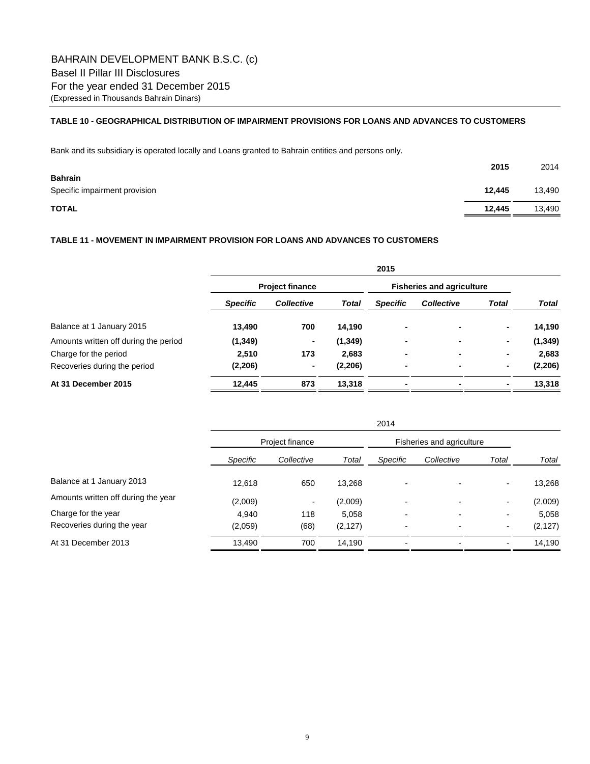# BAHRAIN DEVELOPMENT BANK B.S.C. (c)

Basel II Pillar III Disclosures

For the year ended 31 December 2015

(Expressed in Thousands Bahrain Dinars)

### TABLE 10 - GEOGRAPHICAL DISTRIBUTION OF IMPAIRMENT PROVISIONS FOR LOANS AND ADVANCES TO CUSTOMERS

Bank and its subsidiary is operated locally and Loans granted to Bahrain entities and persons only.

| | **2015** | 2014 |
|---|---|---|
| **Bahrain** | | |
| Specific impairment provision | **12,445** | 13,490 |
| **TOTAL** | **12,445** | 13,490 |

### TABLE 11 - MOVEMENT IN IMPAIRMENT PROVISION FOR LOANS AND ADVANCES TO CUSTOMERS

| | **2015** | | | | | | |
|---|---|---|---|---|---|---|---|
| | **Project finance** | | | **Fisheries and agriculture** | | | |
| | ***Specific*** | ***Collective*** | ***Total*** | ***Specific*** | ***Collective*** | ***Total*** | ***Total*** |
| Balance at 1 January 2015 | **13,490** | **700** | **14,190** | **-** | **-** | **-** | **14,190** |
| Amounts written off during the period | **(1,349)** | **-** | **(1,349)** | **-** | **-** | **-** | **(1,349)** |
| Charge for the period | **2,510** | **173** | **2,683** | **-** | **-** | **-** | **2,683** |
| Recoveries during the period | **(2,206)** | **-** | **(2,206)** | **-** | **-** | **-** | **(2,206)** |
| **At 31 December 2015** | **12,445** | **873** | **13,318** | **-** | **-** | **-** | **13,318** |

| | 2014 | | | | | | |
|---|---|---|---|---|---|---|---|
| | Project finance | | | Fisheries and agriculture | | | |
| | *Specific* | *Collective* | *Total* | *Specific* | *Collective* | *Total* | *Total* |
| Balance at 1 January 2013 | 12,618 | 650 | 13,268 | - | - | - | 13,268 |
| Amounts written off during the year | (2,009) | - | (2,009) | - | - | - | (2,009) |
| Charge for the year | 4,940 | 118 | 5,058 | - | - | - | 5,058 |
| Recoveries during the year | (2,059) | (68) | (2,127) | - | - | - | (2,127) |
| At 31 December 2013 | 13,490 | 700 | 14,190 | - | - | - | 14,190 |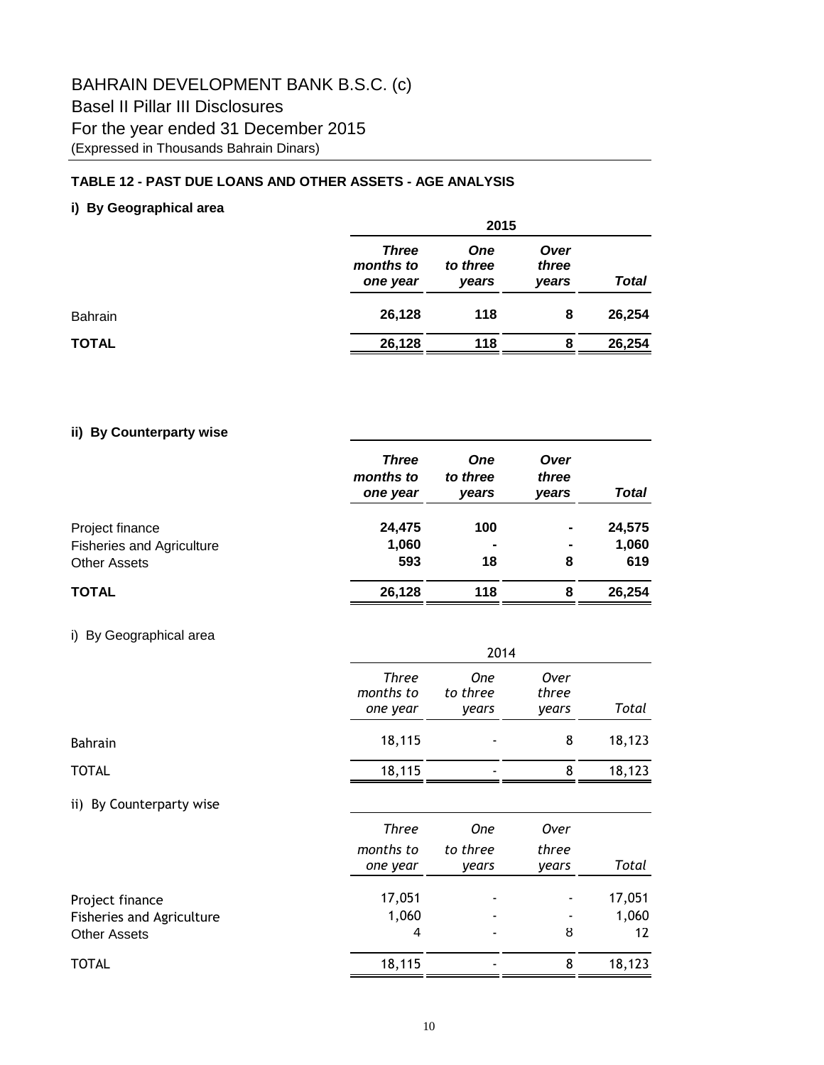# BAHRAIN DEVELOPMENT BANK B.S.C. (c)

## Basel II Pillar III Disclosures

## For the year ended 31 December 2015

(Expressed in Thousands Bahrain Dinars)

### TABLE 12 - PAST DUE LOANS AND OTHER ASSETS - AGE ANALYSIS

#### i) By Geographical area

| | 2015 | | | |
|---|---|---|---|---|
| | ***Three months to one year*** | ***One to three years*** | ***Over three years*** | ***Total*** |
| Bahrain | **26,128** | **118** | **8** | **26,254** |
| **TOTAL** | **26,128** | **118** | **8** | **26,254** |

#### ii) By Counterparty wise

| | ***Three months to one year*** | ***One to three years*** | ***Over three years*** | ***Total*** |
|---|---|---|---|---|
| Project finance | **24,475** | **100** | **-** | **24,575** |
| Fisheries and Agriculture | **1,060** | **-** | **-** | **1,060** |
| Other Assets | **593** | **18** | **8** | **619** |
| **TOTAL** | **26,128** | **118** | **8** | **26,254** |

i) By Geographical area

| | 2014 | | | |
|---|---|---|---|---|
| | *Three months to one year* | *One to three years* | *Over three years* | *Total* |
| Bahrain | 18,115 | - | 8 | 18,123 |
| TOTAL | 18,115 | - | 8 | 18,123 |

ii) By Counterparty wise

| | *Three months to one year* | *One to three years* | *Over three years* | *Total* |
|---|---|---|---|---|
| Project finance | 17,051 | - | - | 17,051 |
| Fisheries and Agriculture | 1,060 | - | - | 1,060 |
| Other Assets | 4 | - | 8 | 12 |
| TOTAL | 18,115 | - | 8 | 18,123 |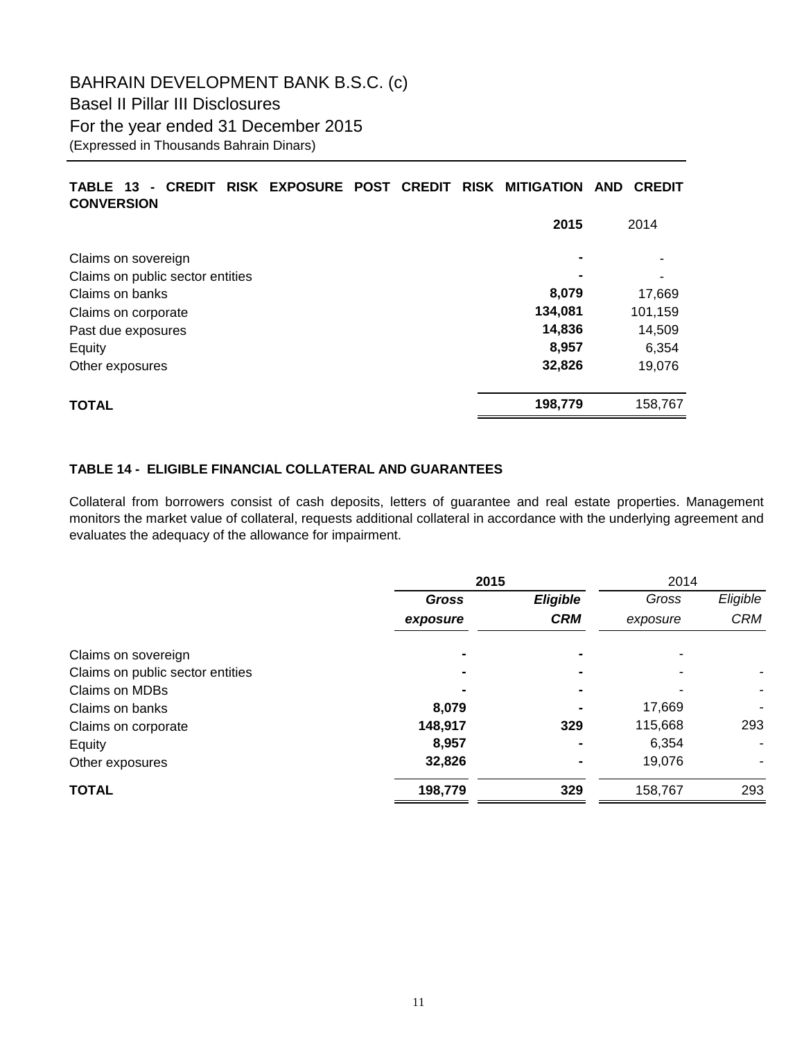# BAHRAIN DEVELOPMENT BANK B.S.C. (c)

## Basel II Pillar III Disclosures

## For the year ended 31 December 2015

(Expressed in Thousands Bahrain Dinars)

### TABLE 13 - CREDIT RISK EXPOSURE POST CREDIT RISK MITIGATION AND CREDIT CONVERSION

| | **2015** | 2014 |
|---|---|---|
| Claims on sovereign | **-** | - |
| Claims on public sector entities | **-** | - |
| Claims on banks | **8,079** | 17,669 |
| Claims on corporate | **134,081** | 101,159 |
| Past due exposures | **14,836** | 14,509 |
| Equity | **8,957** | 6,354 |
| Other exposures | **32,826** | 19,076 |
| **TOTAL** | **198,779** | 158,767 |

### TABLE 14 - ELIGIBLE FINANCIAL COLLATERAL AND GUARANTEES

Collateral from borrowers consist of cash deposits, letters of guarantee and real estate properties. Management monitors the market value of collateral, requests additional collateral in accordance with the underlying agreement and evaluates the adequacy of the allowance for impairment.

| | **2015** | | 2014 | |
|---|---|---|---|---|
| | ***Gross exposure*** | ***Eligible CRM*** | *Gross exposure* | *Eligible CRM* |
| Claims on sovereign | **-** | **-** | - | |
| Claims on public sector entities | **-** | **-** | - | - |
| Claims on MDBs | **-** | **-** | - | - |
| Claims on banks | **8,079** | **-** | 17,669 | - |
| Claims on corporate | **148,917** | **329** | 115,668 | 293 |
| Equity | **8,957** | **-** | 6,354 | - |
| Other exposures | **32,826** | **-** | 19,076 | - |
| **TOTAL** | **198,779** | **329** | 158,767 | 293 |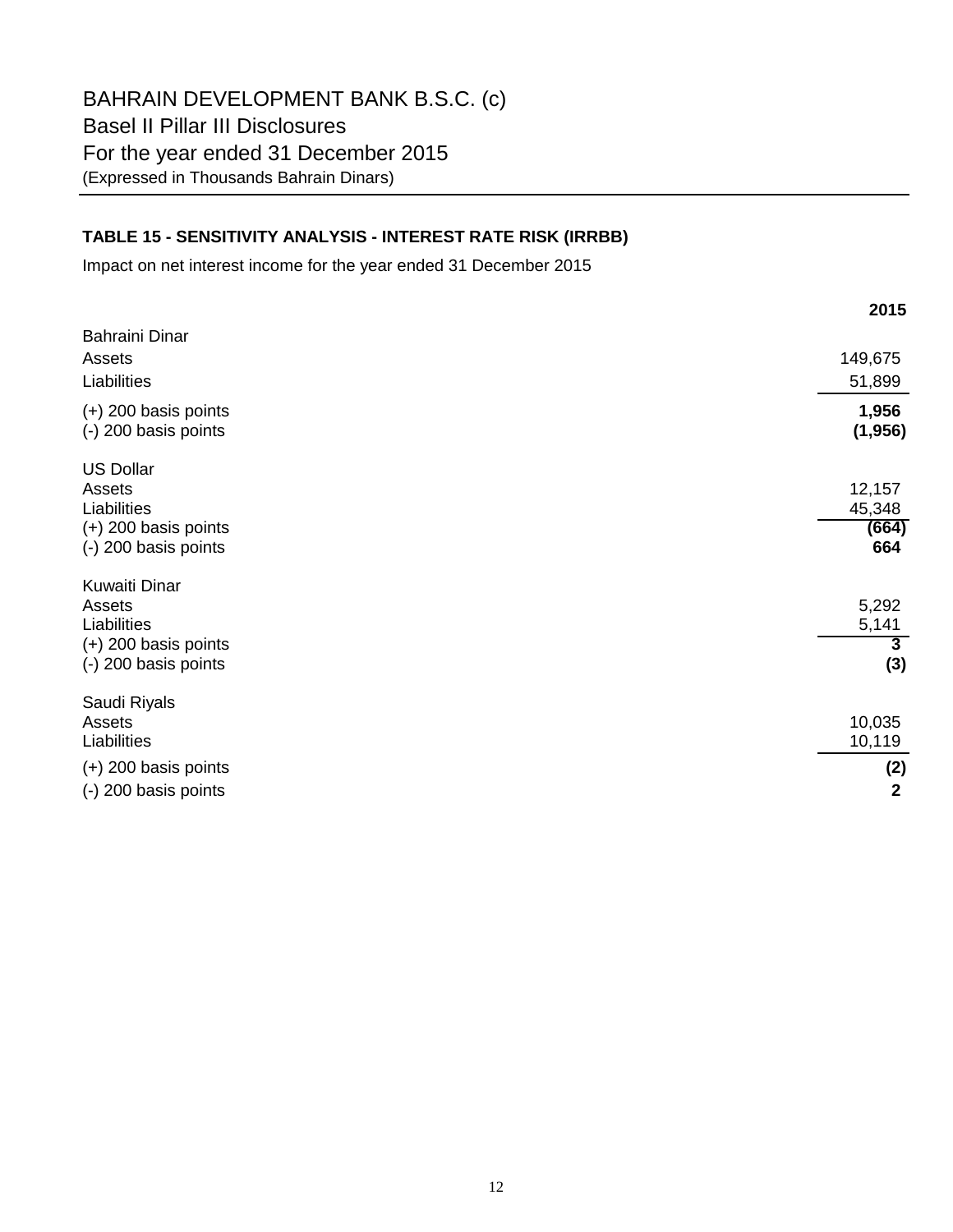# BAHRAIN DEVELOPMENT BANK B.S.C. (c)

## Basel II Pillar III Disclosures

## For the year ended 31 December 2015

(Expressed in Thousands Bahrain Dinars)

### TABLE 15 - SENSITIVITY ANALYSIS - INTEREST RATE RISK (IRRBB)

Impact on net interest income for the year ended 31 December 2015

| | **2015** |
|---|---|
| Bahraini Dinar | |
| Assets | 149,675 |
| Liabilities | 51,899 |
| (+) 200 basis points | **1,956** |
| (-) 200 basis points | **(1,956)** |
| US Dollar | |
| Assets | 12,157 |
| Liabilities | 45,348 |
| (+) 200 basis points | **(664)** |
| (-) 200 basis points | **664** |
| Kuwaiti Dinar | |
| Assets | 5,292 |
| Liabilities | 5,141 |
| (+) 200 basis points | **3** |
| (-) 200 basis points | **(3)** |
| Saudi Riyals | |
| Assets | 10,035 |
| Liabilities | 10,119 |
| (+) 200 basis points | **(2)** |
| (-) 200 basis points | **2** |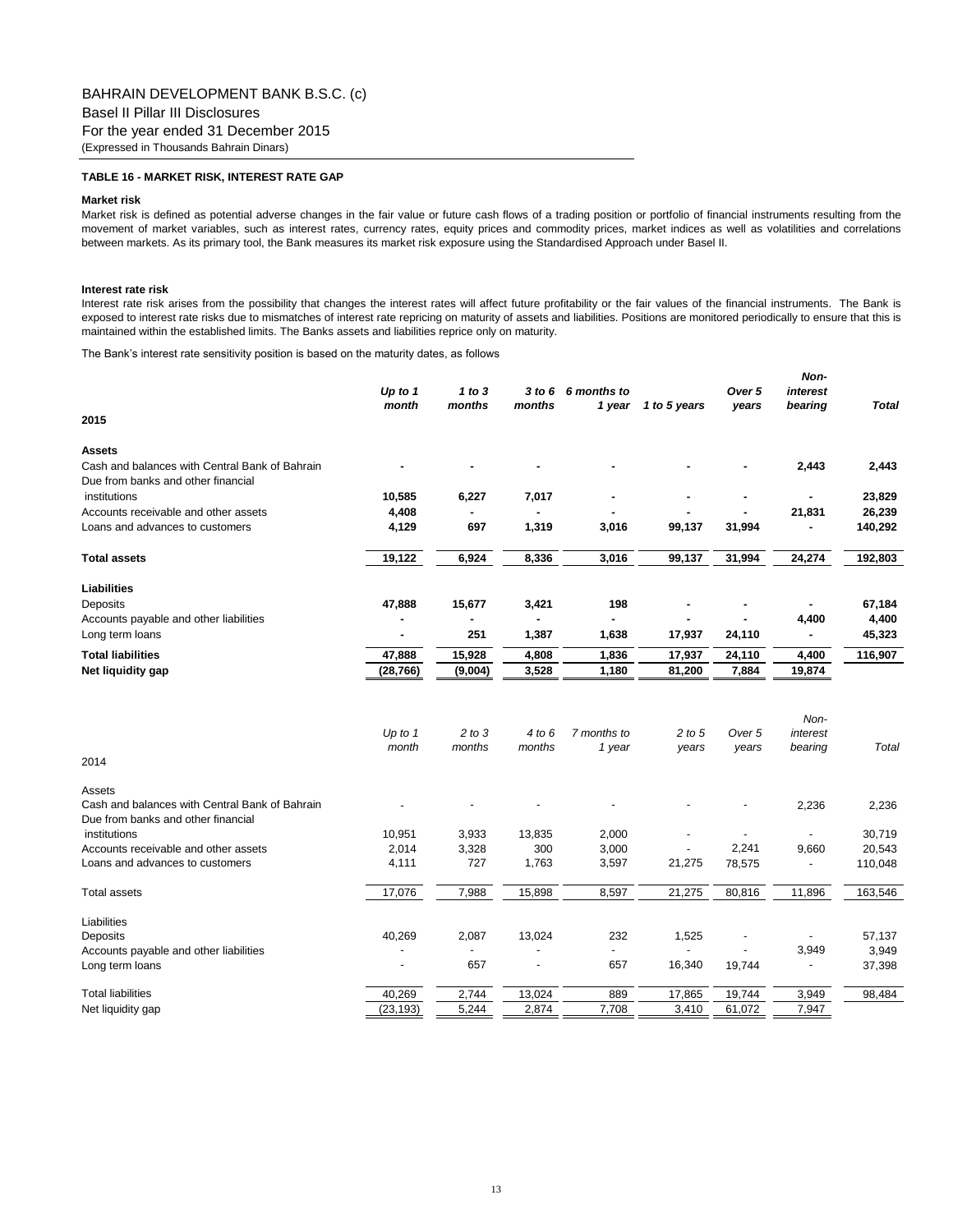BAHRAIN DEVELOPMENT BANK B.S.C. (c)
Basel II Pillar III Disclosures
For the year ended 31 December 2015
(Expressed in Thousands Bahrain Dinars)

### TABLE 16 - MARKET RISK, INTEREST RATE GAP

**Market risk**

Market risk is defined as potential adverse changes in the fair value or future cash flows of a trading position or portfolio of financial instruments resulting from the movement of market variables, such as interest rates, currency rates, equity prices and commodity prices, market indices as well as volatilities and correlations between markets. As its primary tool, the Bank measures its market risk exposure using the Standardised Approach under Basel II.

**Interest rate risk**

Interest rate risk arises from the possibility that changes the interest rates will affect future profitability or the fair values of the financial instruments. The Bank is exposed to interest rate risks due to mismatches of interest rate repricing on maturity of assets and liabilities. Positions are monitored periodically to ensure that this is maintained within the established limits. The Banks assets and liabilities reprice only on maturity.

The Bank's interest rate sensitivity position is based on the maturity dates, as follows

| **2015** | *Up to 1 month* | *1 to 3 months* | *3 to 6 months* | *6 months to 1 year* | *1 to 5 years* | *Over 5 years* | *Non-interest bearing* | *Total* |
|---|---|---|---|---|---|---|---|---|
| **Assets** | | | | | | | | |
| Cash and balances with Central Bank of Bahrain | - | - | - | - | - | - | 2,443 | 2,443 |
| Due from banks and other financial institutions | 10,585 | 6,227 | 7,017 | - | - | - | - | 23,829 |
| Accounts receivable and other assets | 4,408 | - | - | - | - | - | 21,831 | 26,239 |
| Loans and advances to customers | 4,129 | 697 | 1,319 | 3,016 | 99,137 | 31,994 | - | 140,292 |
| **Total assets** | **19,122** | **6,924** | **8,336** | **3,016** | **99,137** | **31,994** | **24,274** | **192,803** |
| **Liabilities** | | | | | | | | |
| Deposits | 47,888 | 15,677 | 3,421 | 198 | - | - | - | 67,184 |
| Accounts payable and other liabilities | - | - | - | - | - | - | 4,400 | 4,400 |
| Long term loans | - | 251 | 1,387 | 1,638 | 17,937 | 24,110 | - | 45,323 |
| **Total liabilities** | **47,888** | **15,928** | **4,808** | **1,836** | **17,937** | **24,110** | **4,400** | **116,907** |
| **Net liquidity gap** | **(28,766)** | **(9,004)** | **3,528** | **1,180** | **81,200** | **7,884** | **19,874** | |

| 2014 | *Up to 1 month* | *2 to 3 months* | *4 to 6 months* | *7 months to 1 year* | *2 to 5 years* | *Over 5 years* | *Non-interest bearing* | *Total* |
|---|---|---|---|---|---|---|---|---|
| Assets | | | | | | | | |
| Cash and balances with Central Bank of Bahrain | - | - | - | - | - | - | 2,236 | 2,236 |
| Due from banks and other financial institutions | 10,951 | 3,933 | 13,835 | 2,000 | - | - | - | 30,719 |
| Accounts receivable and other assets | 2,014 | 3,328 | 300 | 3,000 | - | 2,241 | 9,660 | 20,543 |
| Loans and advances to customers | 4,111 | 727 | 1,763 | 3,597 | 21,275 | 78,575 | - | 110,048 |
| Total assets | 17,076 | 7,988 | 15,898 | 8,597 | 21,275 | 80,816 | 11,896 | 163,546 |
| Liabilities | | | | | | | | |
| Deposits | 40,269 | 2,087 | 13,024 | 232 | 1,525 | - | - | 57,137 |
| Accounts payable and other liabilities | - | - | - | - | - | - | 3,949 | 3,949 |
| Long term loans | - | 657 | - | 657 | 16,340 | 19,744 | - | 37,398 |
| Total liabilities | 40,269 | 2,744 | 13,024 | 889 | 17,865 | 19,744 | 3,949 | 98,484 |
| Net liquidity gap | (23,193) | 5,244 | 2,874 | 7,708 | 3,410 | 61,072 | 7,947 | |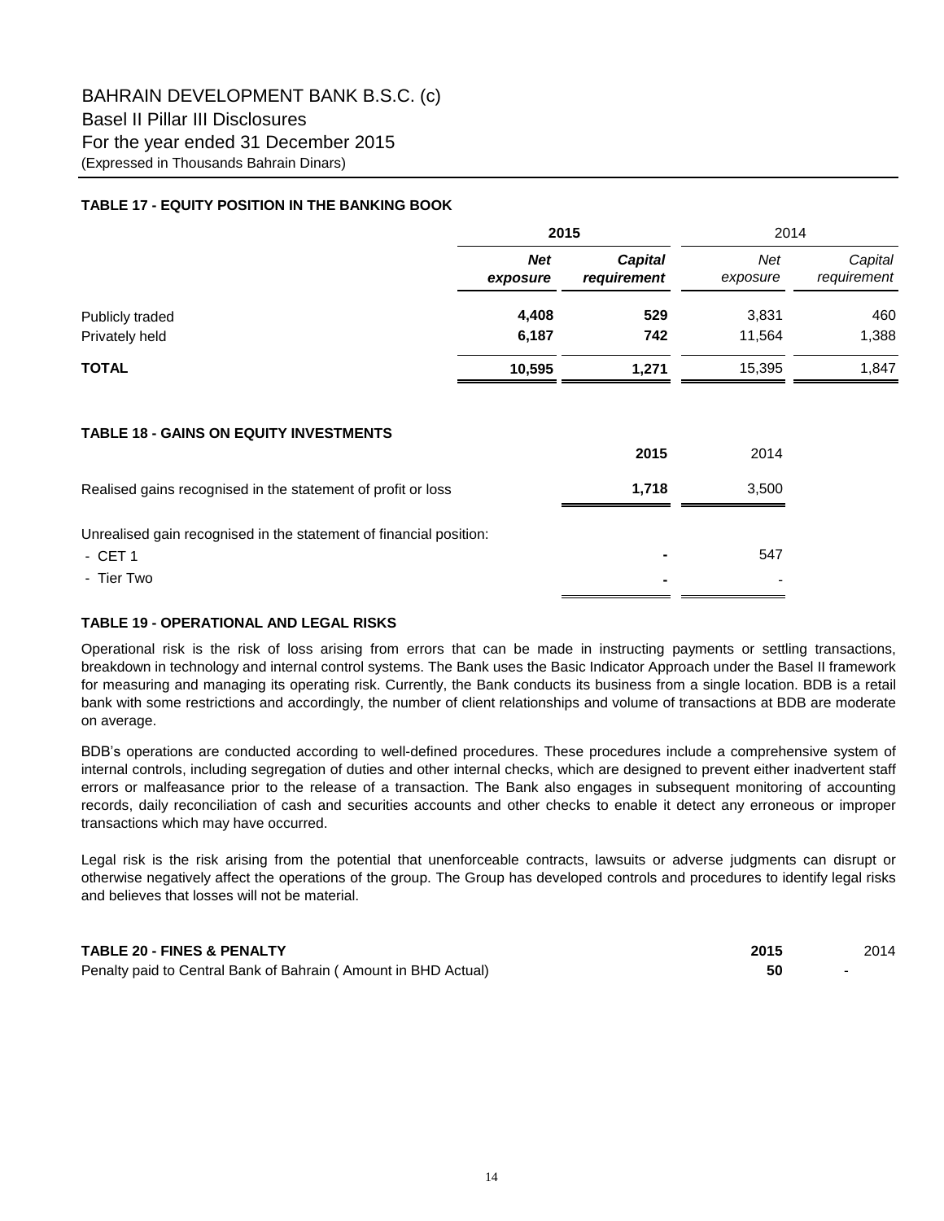# BAHRAIN DEVELOPMENT BANK B.S.C. (c)

Basel II Pillar III Disclosures

For the year ended 31 December 2015

(Expressed in Thousands Bahrain Dinars)

**TABLE 17 - EQUITY POSITION IN THE BANKING BOOK**

| | **2015** | | 2014 | |
|---|---|---|---|---|
| | ***Net exposure*** | ***Capital requirement*** | *Net exposure* | *Capital requirement* |
| Publicly traded | **4,408** | **529** | 3,831 | 460 |
| Privately held | **6,187** | **742** | 11,564 | 1,388 |
| **TOTAL** | **10,595** | **1,271** | 15,395 | 1,847 |

**TABLE 18 - GAINS ON EQUITY INVESTMENTS**

| | **2015** | 2014 |
|---|---|---|
| Realised gains recognised in the statement of profit or loss | **1,718** | 3,500 |
| Unrealised gain recognised in the statement of financial position: | | |
| - CET 1 | **-** | 547 |
| - Tier Two | **-** | - |

**TABLE 19 - OPERATIONAL AND LEGAL RISKS**

Operational risk is the risk of loss arising from errors that can be made in instructing payments or settling transactions, breakdown in technology and internal control systems. The Bank uses the Basic Indicator Approach under the Basel II framework for measuring and managing its operating risk. Currently, the Bank conducts its business from a single location. BDB is a retail bank with some restrictions and accordingly, the number of client relationships and volume of transactions at BDB are moderate on average.

BDB's operations are conducted according to well-defined procedures. These procedures include a comprehensive system of internal controls, including segregation of duties and other internal checks, which are designed to prevent either inadvertent staff errors or malfeasance prior to the release of a transaction. The Bank also engages in subsequent monitoring of accounting records, daily reconciliation of cash and securities accounts and other checks to enable it detect any erroneous or improper transactions which may have occurred.

Legal risk is the risk arising from the potential that unenforceable contracts, lawsuits or adverse judgments can disrupt or otherwise negatively affect the operations of the group. The Group has developed controls and procedures to identify legal risks and believes that losses will not be material.

| **TABLE 20 - FINES & PENALTY** | **2015** | 2014 |
|---|---|---|
| Penalty paid to Central Bank of Bahrain ( Amount in BHD Actual) | **50** | - |